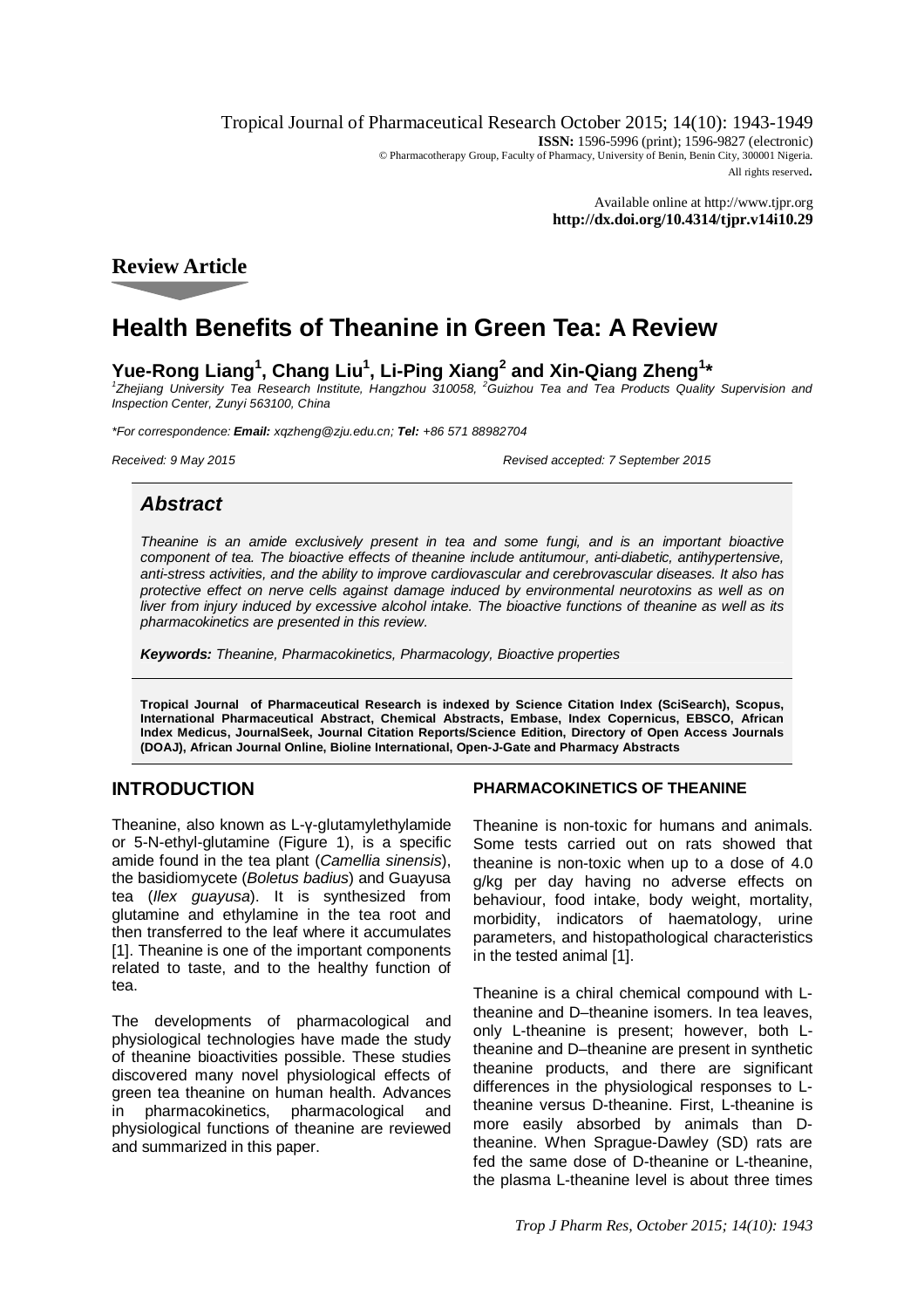Tropical Journal of Pharmaceutical Research October 2015; 14(10): 1943-1949
**ISSN:** 1596-5996 (print); 1596-9827 (electronic)
© Pharmacotherapy Group, Faculty of Pharmacy, University of Benin, Benin City, 300001 Nigeria.
All rights reserved.

Available online at http://www.tjpr.org
**http://dx.doi.org/10.4314/tjpr.v14i10.29**

## Review Article

# Health Benefits of Theanine in Green Tea: A Review

**Yue-Rong Liang[1], Chang Liu[1], Li-Ping Xiang[2] and Xin-Qiang Zheng[1]***

*[1]Zhejiang University Tea Research Institute, Hangzhou 310058, [2]Guizhou Tea and Tea Products Quality Supervision and Inspection Center, Zunyi 563100, China*

**For correspondence: **Email:** xqzheng@zju.edu.cn; **Tel:** +86 571 88982704*

*Received: 9 May 2015* *Revised accepted: 7 September 2015*

## *Abstract*

*Theanine is an amide exclusively present in tea and some fungi, and is an important bioactive component of tea. The bioactive effects of theanine include antitumour, anti-diabetic, antihypertensive, anti-stress activities, and the ability to improve cardiovascular and cerebrovascular diseases. It also has protective effect on nerve cells against damage induced by environmental neurotoxins as well as on liver from injury induced by excessive alcohol intake. The bioactive functions of theanine as well as its pharmacokinetics are presented in this review.*

***Keywords:** Theanine, Pharmacokinetics, Pharmacology, Bioactive properties*

**Tropical Journal of Pharmaceutical Research is indexed by Science Citation Index (SciSearch), Scopus, International Pharmaceutical Abstract, Chemical Abstracts, Embase, Index Copernicus, EBSCO, African Index Medicus, JournalSeek, Journal Citation Reports/Science Edition, Directory of Open Access Journals (DOAJ), African Journal Online, Bioline International, Open-J-Gate and Pharmacy Abstracts**

## INTRODUCTION

Theanine, also known as L-γ-glutamylethylamide or 5-N-ethyl-glutamine (Figure 1), is a specific amide found in the tea plant (*Camellia sinensis*), the basidiomycete (*Boletus badius*) and Guayusa tea (*Ilex guayusa*). It is synthesized from glutamine and ethylamine in the tea root and then transferred to the leaf where it accumulates [1]. Theanine is one of the important components related to taste, and to the healthy function of tea.

The developments of pharmacological and physiological technologies have made the study of theanine bioactivities possible. These studies discovered many novel physiological effects of green tea theanine on human health. Advances in pharmacokinetics, pharmacological and physiological functions of theanine are reviewed and summarized in this paper.

### PHARMACOKINETICS OF THEANINE

Theanine is non-toxic for humans and animals. Some tests carried out on rats showed that theanine is non-toxic when up to a dose of 4.0 g/kg per day having no adverse effects on behaviour, food intake, body weight, mortality, morbidity, indicators of haematology, urine parameters, and histopathological characteristics in the tested animal [1].

Theanine is a chiral chemical compound with L-theanine and D–theanine isomers. In tea leaves, only L-theanine is present; however, both L-theanine and D–theanine are present in synthetic theanine products, and there are significant differences in the physiological responses to L-theanine versus D-theanine. First, L-theanine is more easily absorbed by animals than D-theanine. When Sprague-Dawley (SD) rats are fed the same dose of D-theanine or L-theanine, the plasma L-theanine level is about three times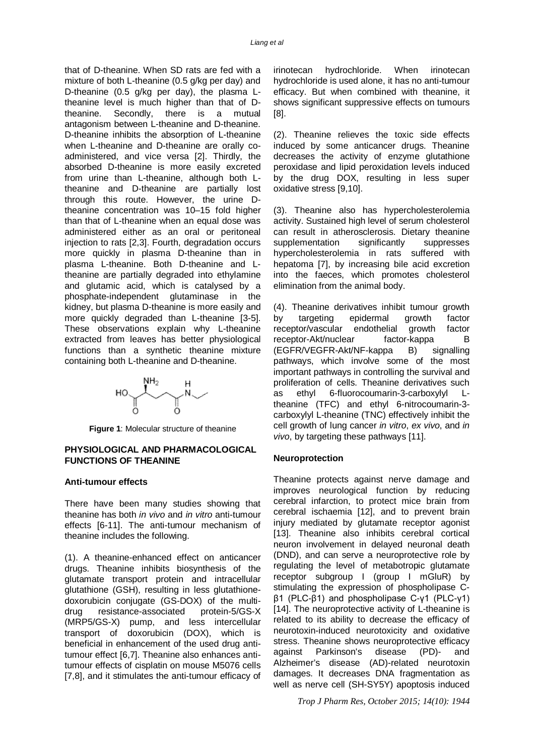that of D-theanine. When SD rats are fed with a mixture of both L-theanine (0.5 g/kg per day) and D-theanine (0.5 g/kg per day), the plasma L-theanine level is much higher than that of D-theanine. Secondly, there is a mutual antagonism between L-theanine and D-theanine. D-theanine inhibits the absorption of L-theanine when L-theanine and D-theanine are orally co-administered, and vice versa [2]. Thirdly, the absorbed D-theanine is more easily excreted from urine than L-theanine, although both L-theanine and D-theanine are partially lost through this route. However, the urine D-theanine concentration was 10–15 fold higher than that of L-theanine when an equal dose was administered either as an oral or peritoneal injection to rats [2,3]. Fourth, degradation occurs more quickly in plasma D-theanine than in plasma L-theanine. Both D-theanine and L-theanine are partially degraded into ethylamine and glutamic acid, which is catalysed by a phosphate-independent glutaminase in the kidney, but plasma D-theanine is more easily and more quickly degraded than L-theanine [3-5]. These observations explain why L-theanine extracted from leaves has better physiological functions than a synthetic theanine mixture containing both L-theanine and D-theanine.

**Figure 1**: Molecular structure of theanine

## PHYSIOLOGICAL AND PHARMACOLOGICAL FUNCTIONS OF THEANINE

### Anti-tumour effects

There have been many studies showing that theanine has both *in vivo* and *in vitro* anti-tumour effects [6-11]. The anti-tumour mechanism of theanine includes the following.

(1). A theanine-enhanced effect on anticancer drugs. Theanine inhibits biosynthesis of the glutamate transport protein and intracellular glutathione (GSH), resulting in less glutathione-doxorubicin conjugate (GS-DOX) of the multi-drug resistance-associated protein-5/GS-X (MRP5/GS-X) pump, and less intercellular transport of doxorubicin (DOX), which is beneficial in enhancement of the used drug anti-tumour effect [6,7]. Theanine also enhances anti-tumour effects of cisplatin on mouse M5076 cells [7,8], and it stimulates the anti-tumour efficacy of irinotecan hydrochloride. When irinotecan hydrochloride is used alone, it has no anti-tumour efficacy. But when combined with theanine, it shows significant suppressive effects on tumours [8].

(2). Theanine relieves the toxic side effects induced by some anticancer drugs. Theanine decreases the activity of enzyme glutathione peroxidase and lipid peroxidation levels induced by the drug DOX, resulting in less super oxidative stress [9,10].

(3). Theanine also has hypercholesterolemia activity. Sustained high level of serum cholesterol can result in atherosclerosis. Dietary theanine supplementation significantly suppresses hypercholesterolemia in rats suffered with hepatoma [7], by increasing bile acid excretion into the faeces, which promotes cholesterol elimination from the animal body.

(4). Theanine derivatives inhibit tumour growth by targeting epidermal growth factor receptor/vascular endothelial growth factor receptor-Akt/nuclear factor-kappa B (EGFR/VEGFR-Akt/NF-kappa B) signalling pathways, which involve some of the most important pathways in controlling the survival and proliferation of cells. Theanine derivatives such as ethyl 6-fluorocoumarin-3-carboxylyl L-theanine (TFC) and ethyl 6-nitrocoumarin-3-carboxylyl L-theanine (TNC) effectively inhibit the cell growth of lung cancer *in vitro*, *ex vivo*, and *in vivo*, by targeting these pathways [11].

### Neuroprotection

Theanine protects against nerve damage and improves neurological function by reducing cerebral infarction, to protect mice brain from cerebral ischaemia [12], and to prevent brain injury mediated by glutamate receptor agonist [13]. Theanine also inhibits cerebral cortical neuron involvement in delayed neuronal death (DND), and can serve a neuroprotective role by regulating the level of metabotropic glutamate receptor subgroup I (group I mGluR) by stimulating the expression of phospholipase C-β1 (PLC-β1) and phospholipase C-γ1 (PLC-γ1) [14]. The neuroprotective activity of L-theanine is related to its ability to decrease the efficacy of neurotoxin-induced neurotoxicity and oxidative stress. Theanine shows neuroprotective efficacy against Parkinson's disease (PD)- and Alzheimer's disease (AD)-related neurotoxin damages. It decreases DNA fragmentation as well as nerve cell (SH-SY5Y) apoptosis induced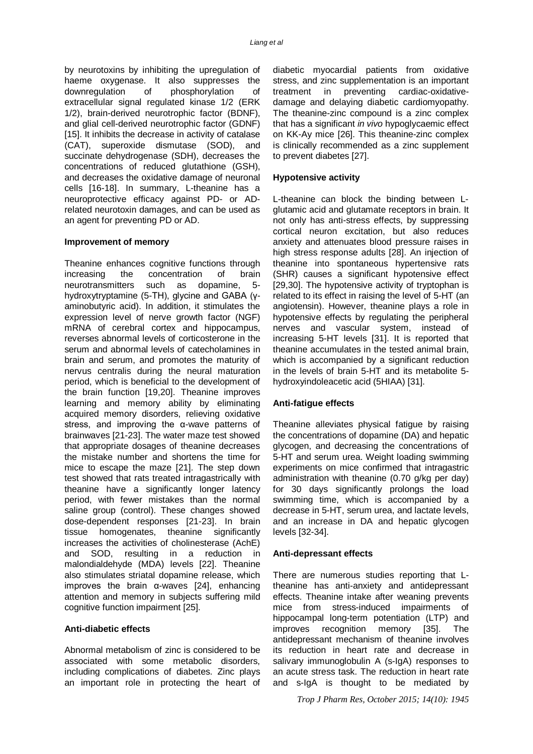by neurotoxins by inhibiting the upregulation of haeme oxygenase. It also suppresses the downregulation of phosphorylation of extracellular signal regulated kinase 1/2 (ERK 1/2), brain-derived neurotrophic factor (BDNF), and glial cell-derived neurotrophic factor (GDNF) [15]. It inhibits the decrease in activity of catalase (CAT), superoxide dismutase (SOD), and succinate dehydrogenase (SDH), decreases the concentrations of reduced glutathione (GSH), and decreases the oxidative damage of neuronal cells [16-18]. In summary, L-theanine has a neuroprotective efficacy against PD- or AD-related neurotoxin damages, and can be used as an agent for preventing PD or AD.

**Improvement of memory**

Theanine enhances cognitive functions through increasing the concentration of brain neurotransmitters such as dopamine, 5-hydroxytryptamine (5-TH), glycine and GABA (γ-aminobutyric acid). In addition, it stimulates the expression level of nerve growth factor (NGF) mRNA of cerebral cortex and hippocampus, reverses abnormal levels of corticosterone in the serum and abnormal levels of catecholamines in brain and serum, and promotes the maturity of nervus centralis during the neural maturation period, which is beneficial to the development of the brain function [19,20]. Theanine improves learning and memory ability by eliminating acquired memory disorders, relieving oxidative stress, and improving the α-wave patterns of brainwaves [21-23]. The water maze test showed that appropriate dosages of theanine decreases the mistake number and shortens the time for mice to escape the maze [21]. The step down test showed that rats treated intragastrically with theanine have a significantly longer latency period, with fewer mistakes than the normal saline group (control). These changes showed dose-dependent responses [21-23]. In brain tissue homogenates, theanine significantly increases the activities of cholinesterase (AchE) and SOD, resulting in a reduction in malondialdehyde (MDA) levels [22]. Theanine also stimulates striatal dopamine release, which improves the brain α-waves [24], enhancing attention and memory in subjects suffering mild cognitive function impairment [25].

**Anti-diabetic effects**

Abnormal metabolism of zinc is considered to be associated with some metabolic disorders, including complications of diabetes. Zinc plays an important role in protecting the heart of diabetic myocardial patients from oxidative stress, and zinc supplementation is an important treatment in preventing cardiac-oxidative-damage and delaying diabetic cardiomyopathy. The theanine-zinc compound is a zinc complex that has a significant *in vivo* hypoglycaemic effect on KK-Ay mice [26]. This theanine-zinc complex is clinically recommended as a zinc supplement to prevent diabetes [27].

**Hypotensive activity**

L-theanine can block the binding between L-glutamic acid and glutamate receptors in brain. It not only has anti-stress effects, by suppressing cortical neuron excitation, but also reduces anxiety and attenuates blood pressure raises in high stress response adults [28]. An injection of theanine into spontaneous hypertensive rats (SHR) causes a significant hypotensive effect [29,30]. The hypotensive activity of tryptophan is related to its effect in raising the level of 5-HT (an angiotensin). However, theanine plays a role in hypotensive effects by regulating the peripheral nerves and vascular system, instead of increasing 5-HT levels [31]. It is reported that theanine accumulates in the tested animal brain, which is accompanied by a significant reduction in the levels of brain 5-HT and its metabolite 5-hydroxyindoleacetic acid (5HIAA) [31].

**Anti-fatigue effects**

Theanine alleviates physical fatigue by raising the concentrations of dopamine (DA) and hepatic glycogen, and decreasing the concentrations of 5-HT and serum urea. Weight loading swimming experiments on mice confirmed that intragastric administration with theanine (0.70 g/kg per day) for 30 days significantly prolongs the load swimming time, which is accompanied by a decrease in 5-HT, serum urea, and lactate levels, and an increase in DA and hepatic glycogen levels [32-34].

**Anti-depressant effects**

There are numerous studies reporting that L-theanine has anti-anxiety and antidepressant effects. Theanine intake after weaning prevents mice from stress-induced impairments of hippocampal long-term potentiation (LTP) and improves recognition memory [35]. The antidepressant mechanism of theanine involves its reduction in heart rate and decrease in salivary immunoglobulin A (s-IgA) responses to an acute stress task. The reduction in heart rate and s-IgA is thought to be mediated by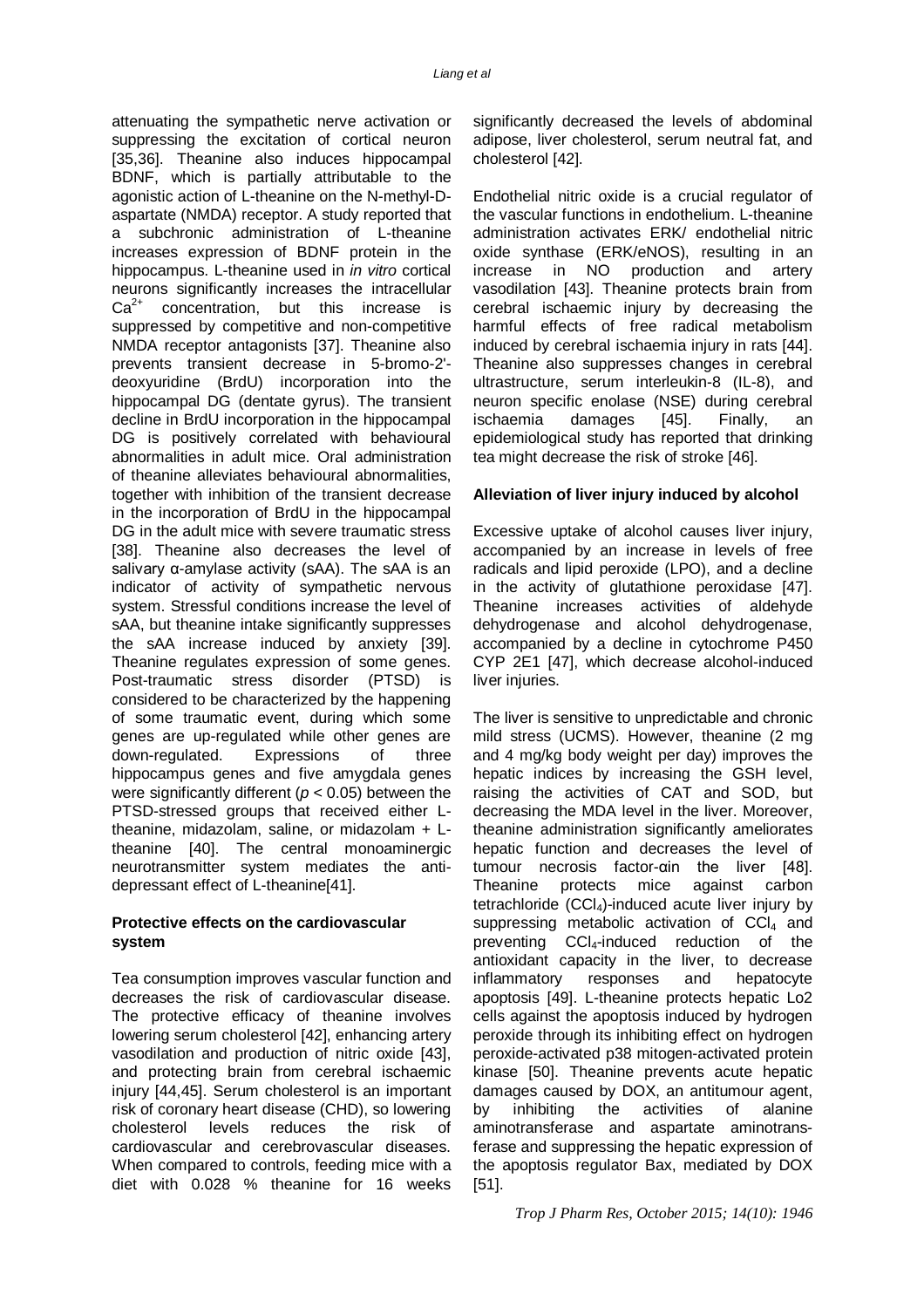attenuating the sympathetic nerve activation or suppressing the excitation of cortical neuron [35,36]. Theanine also induces hippocampal BDNF, which is partially attributable to the agonistic action of L-theanine on the N-methyl-D-aspartate (NMDA) receptor. A study reported that a subchronic administration of L-theanine increases expression of BDNF protein in the hippocampus. L-theanine used in *in vitro* cortical neurons significantly increases the intracellular $Ca^{2+}$ concentration, but this increase is suppressed by competitive and non-competitive NMDA receptor antagonists [37]. Theanine also prevents transient decrease in 5-bromo-2'-deoxyuridine (BrdU) incorporation into the hippocampal DG (dentate gyrus). The transient decline in BrdU incorporation in the hippocampal DG is positively correlated with behavioural abnormalities in adult mice. Oral administration of theanine alleviates behavioural abnormalities, together with inhibition of the transient decrease in the incorporation of BrdU in the hippocampal DG in the adult mice with severe traumatic stress [38]. Theanine also decreases the level of salivary α-amylase activity (sAA). The sAA is an indicator of activity of sympathetic nervous system. Stressful conditions increase the level of sAA, but theanine intake significantly suppresses the sAA increase induced by anxiety [39]. Theanine regulates expression of some genes. Post-traumatic stress disorder (PTSD) is considered to be characterized by the happening of some traumatic event, during which some genes are up-regulated while other genes are down-regulated. Expressions of three hippocampus genes and five amygdala genes were significantly different ($p < 0.05$) between the PTSD-stressed groups that received either L-theanine, midazolam, saline, or midazolam + L-theanine [40]. The central monoaminergic neurotransmitter system mediates the anti-depressant effect of L-theanine[41].

**Protective effects on the cardiovascular system**

Tea consumption improves vascular function and decreases the risk of cardiovascular disease. The protective efficacy of theanine involves lowering serum cholesterol [42], enhancing artery vasodilation and production of nitric oxide [43], and protecting brain from cerebral ischaemic injury [44,45]. Serum cholesterol is an important risk of coronary heart disease (CHD), so lowering cholesterol levels reduces the risk of cardiovascular and cerebrovascular diseases. When compared to controls, feeding mice with a diet with 0.028 % theanine for 16 weeks significantly decreased the levels of abdominal adipose, liver cholesterol, serum neutral fat, and cholesterol [42].

Endothelial nitric oxide is a crucial regulator of the vascular functions in endothelium. L-theanine administration activates ERK/ endothelial nitric oxide synthase (ERK/eNOS), resulting in an increase in NO production and artery vasodilation [43]. Theanine protects brain from cerebral ischaemic injury by decreasing the harmful effects of free radical metabolism induced by cerebral ischaemia injury in rats [44]. Theanine also suppresses changes in cerebral ultrastructure, serum interleukin-8 (IL-8), and neuron specific enolase (NSE) during cerebral ischaemia damages [45]. Finally, an epidemiological study has reported that drinking tea might decrease the risk of stroke [46].

**Alleviation of liver injury induced by alcohol**

Excessive uptake of alcohol causes liver injury, accompanied by an increase in levels of free radicals and lipid peroxide (LPO), and a decline in the activity of glutathione peroxidase [47]. Theanine increases activities of aldehyde dehydrogenase and alcohol dehydrogenase, accompanied by a decline in cytochrome P450 CYP 2E1 [47], which decrease alcohol-induced liver injuries.

The liver is sensitive to unpredictable and chronic mild stress (UCMS). However, theanine (2 mg and 4 mg/kg body weight per day) improves the hepatic indices by increasing the GSH level, raising the activities of CAT and SOD, but decreasing the MDA level in the liver. Moreover, theanine administration significantly ameliorates hepatic function and decreases the level of tumour necrosis factor-αin the liver [48]. Theanine protects mice against carbon tetrachloride ($CCl_4$)-induced acute liver injury by suppressing metabolic activation of $CCl_4$ and preventing $CCl_4$-induced reduction of the antioxidant capacity in the liver, to decrease inflammatory responses and hepatocyte apoptosis [49]. L-theanine protects hepatic Lo2 cells against the apoptosis induced by hydrogen peroxide through its inhibiting effect on hydrogen peroxide-activated p38 mitogen-activated protein kinase [50]. Theanine prevents acute hepatic damages caused by DOX, an antitumour agent, by inhibiting the activities of alanine aminotransferase and aspartate aminotransferase and suppressing the hepatic expression of the apoptosis regulator Bax, mediated by DOX [51].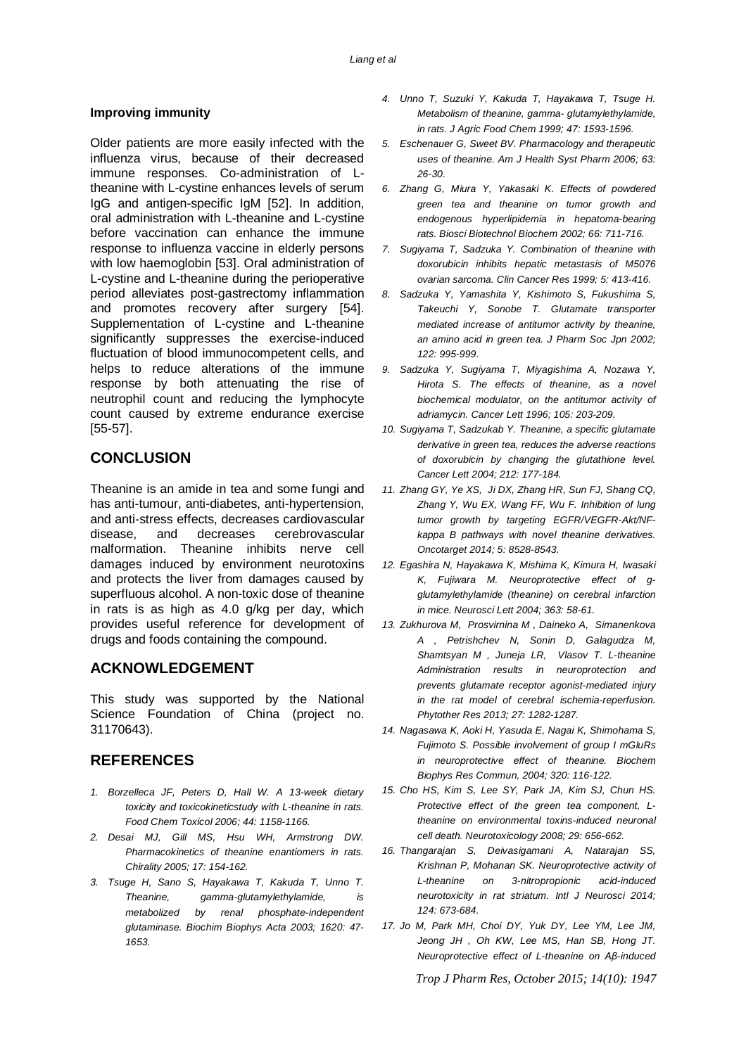### Improving immunity

Older patients are more easily infected with the influenza virus, because of their decreased immune responses. Co-administration of L-theanine with L-cystine enhances levels of serum IgG and antigen-specific IgM [52]. In addition, oral administration with L-theanine and L-cystine before vaccination can enhance the immune response to influenza vaccine in elderly persons with low haemoglobin [53]. Oral administration of L-cystine and L-theanine during the perioperative period alleviates post-gastrectomy inflammation and promotes recovery after surgery [54]. Supplementation of L-cystine and L-theanine significantly suppresses the exercise-induced fluctuation of blood immunocompetent cells, and helps to reduce alterations of the immune response by both attenuating the rise of neutrophil count and reducing the lymphocyte count caused by extreme endurance exercise [55-57].

## CONCLUSION

Theanine is an amide in tea and some fungi and has anti-tumour, anti-diabetes, anti-hypertension, and anti-stress effects, decreases cardiovascular disease, and decreases cerebrovascular malformation. Theanine inhibits nerve cell damages induced by environment neurotoxins and protects the liver from damages caused by superfluous alcohol. A non-toxic dose of theanine in rats is as high as 4.0 g/kg per day, which provides useful reference for development of drugs and foods containing the compound.

## ACKNOWLEDGEMENT

This study was supported by the National Science Foundation of China (project no. 31170643).

## REFERENCES

1. *Borzelleca JF, Peters D, Hall W. A 13-week dietary toxicity and toxicokineticstudy with L-theanine in rats. Food Chem Toxicol 2006; 44: 1158-1166.*
2. *Desai MJ, Gill MS, Hsu WH, Armstrong DW. Pharmacokinetics of theanine enantiomers in rats. Chirality 2005; 17: 154-162.*
3. *Tsuge H, Sano S, Hayakawa T, Kakuda T, Unno T. Theanine, gamma-glutamylethylamide, is metabolized by renal phosphate-independent glutaminase. Biochim Biophys Acta 2003; 1620: 47-1653.*
4. *Unno T, Suzuki Y, Kakuda T, Hayakawa T, Tsuge H. Metabolism of theanine, gamma- glutamylethylamide, in rats. J Agric Food Chem 1999; 47: 1593-1596.*
5. *Eschenauer G, Sweet BV. Pharmacology and therapeutic uses of theanine. Am J Health Syst Pharm 2006; 63: 26-30.*
6. *Zhang G, Miura Y, Yakasaki K. Effects of powdered green tea and theanine on tumor growth and endogenous hyperlipidemia in hepatoma-bearing rats. Biosci Biotechnol Biochem 2002; 66: 711-716.*
7. *Sugiyama T, Sadzuka Y. Combination of theanine with doxorubicin inhibits hepatic metastasis of M5076 ovarian sarcoma. Clin Cancer Res 1999; 5: 413-416.*
8. *Sadzuka Y, Yamashita Y, Kishimoto S, Fukushima S, Takeuchi Y, Sonobe T. Glutamate transporter mediated increase of antitumor activity by theanine, an amino acid in green tea. J Pharm Soc Jpn 2002; 122: 995-999.*
9. *Sadzuka Y, Sugiyama T, Miyagishima A, Nozawa Y, Hirota S. The effects of theanine, as a novel biochemical modulator, on the antitumor activity of adriamycin. Cancer Lett 1996; 105: 203-209.*
10. *Sugiyama T, Sadzukab Y. Theanine, a specific glutamate derivative in green tea, reduces the adverse reactions of doxorubicin by changing the glutathione level. Cancer Lett 2004; 212: 177-184.*
11. *Zhang GY, Ye XS, Ji DX, Zhang HR, Sun FJ, Shang CQ, Zhang Y, Wu EX, Wang FF, Wu F. Inhibition of lung tumor growth by targeting EGFR/VEGFR-Akt/NF-kappa B pathways with novel theanine derivatives. Oncotarget 2014; 5: 8528-8543.*
12. *Egashira N, Hayakawa K, Mishima K, Kimura H, Iwasaki K, Fujiwara M. Neuroprotective effect of g-glutamylethylamide (theanine) on cerebral infarction in mice. Neurosci Lett 2004; 363: 58-61.*
13. *Zukhurova M, Prosvirnina M , Daineko A, Simanenkova A , Petrishchev N, Sonin D, Galagudza M, Shamtsyan M , Juneja LR, Vlasov T. L-theanine Administration results in neuroprotection and prevents glutamate receptor agonist-mediated injury in the rat model of cerebral ischemia-reperfusion. Phytother Res 2013; 27: 1282-1287.*
14. *Nagasawa K, Aoki H, Yasuda E, Nagai K, Shimohama S, Fujimoto S. Possible involvement of group I mGluRs in neuroprotective effect of theanine. Biochem Biophys Res Commun, 2004; 320: 116-122.*
15. *Cho HS, Kim S, Lee SY, Park JA, Kim SJ, Chun HS. Protective effect of the green tea component, L-theanine on environmental toxins-induced neuronal cell death. Neurotoxicology 2008; 29: 656-662.*
16. *Thangarajan S, Deivasigamani A, Natarajan SS, Krishnan P, Mohanan SK. Neuroprotective activity of L-theanine on 3-nitropropionic acid-induced neurotoxicity in rat striatum. Intl J Neurosci 2014; 124: 673-684.*
17. *Jo M, Park MH, Choi DY, Yuk DY, Lee YM, Lee JM, Jeong JH , Oh KW, Lee MS, Han SB, Hong JT. Neuroprotective effect of L-theanine on Aβ-induced*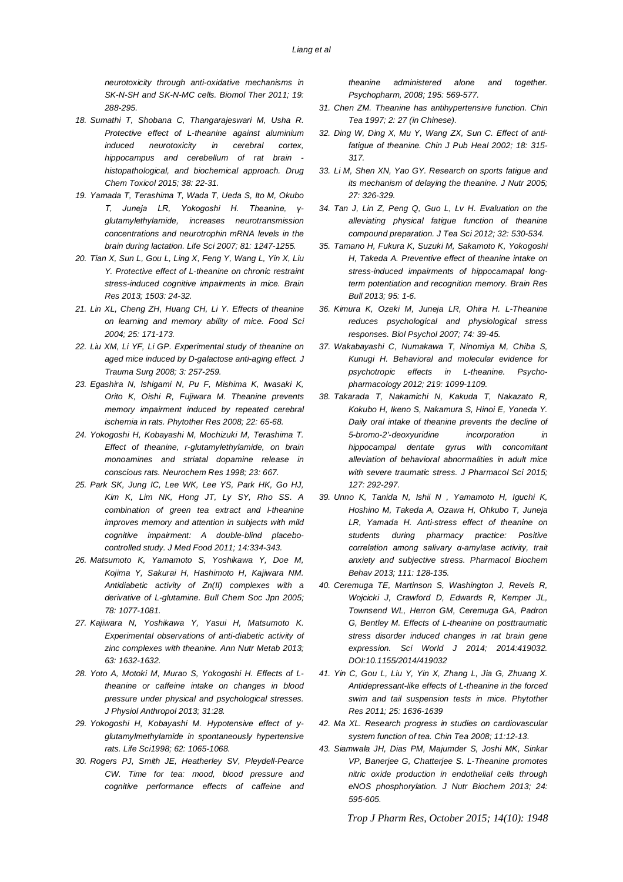*neurotoxicity through anti-oxidative mechanisms in SK-N-SH and SK-N-MC cells. Biomol Ther 2011; 19: 288-295.*

18. *Sumathi T, Shobana C, Thangarajeswari M, Usha R. Protective effect of L-theanine against aluminium induced neurotoxicity in cerebral cortex, hippocampus and cerebellum of rat brain - histopathological, and biochemical approach. Drug Chem Toxicol 2015; 38: 22-31.*
19. *Yamada T, Terashima T, Wada T, Ueda S, Ito M, Okubo T, Juneja LR, Yokogoshi H. Theanine, γ-glutamylethylamide, increases neurotransmission concentrations and neurotrophin mRNA levels in the brain during lactation. Life Sci 2007; 81: 1247-1255.*
20. *Tian X, Sun L, Gou L, Ling X, Feng Y, Wang L, Yin X, Liu Y. Protective effect of L-theanine on chronic restraint stress-induced cognitive impairments in mice. Brain Res 2013; 1503: 24-32.*
21. *Lin XL, Cheng ZH, Huang CH, Li Y. Effects of theanine on learning and memory ability of mice. Food Sci 2004; 25: 171-173.*
22. *Liu XM, Li YF, Li GP. Experimental study of theanine on aged mice induced by D-galactose anti-aging effect. J Trauma Surg 2008; 3: 257-259.*
23. *Egashira N, Ishigami N, Pu F, Mishima K, Iwasaki K, Orito K, Oishi R, Fujiwara M. Theanine prevents memory impairment induced by repeated cerebral ischemia in rats. Phytother Res 2008; 22: 65-68.*
24. *Yokogoshi H, Kobayashi M, Mochizuki M, Terashima T. Effect of theanine, r-glutamylethylamide, on brain monoamines and striatal dopamine release in conscious rats. Neurochem Res 1998; 23: 667.*
25. *Park SK, Jung IC, Lee WK, Lee YS, Park HK, Go HJ, Kim K, Lim NK, Hong JT, Ly SY, Rho SS. A combination of green tea extract and l-theanine improves memory and attention in subjects with mild cognitive impairment: A double-blind placebo-controlled study. J Med Food 2011; 14:334-343.*
26. *Matsumoto K, Yamamoto S, Yoshikawa Y, Doe M, Kojima Y, Sakurai H, Hashimoto H, Kajiwara NM. Antidiabetic activity of Zn(II) complexes with a derivative of L-glutamine. Bull Chem Soc Jpn 2005; 78: 1077-1081.*
27. *Kajiwara N, Yoshikawa Y, Yasui H, Matsumoto K. Experimental observations of anti-diabetic activity of zinc complexes with theanine. Ann Nutr Metab 2013; 63: 1632-1632.*
28. *Yoto A, Motoki M, Murao S, Yokogoshi H. Effects of L-theanine or caffeine intake on changes in blood pressure under physical and psychological stresses. J Physiol Anthropol 2013; 31:28.*
29. *Yokogoshi H, Kobayashi M. Hypotensive effect of γ-glutamylmethylamide in spontaneously hypertensive rats. Life Sci1998; 62: 1065-1068.*
30. *Rogers PJ, Smith JE, Heatherley SV, Pleydell-Pearce CW. Time for tea: mood, blood pressure and cognitive performance effects of caffeine and theanine administered alone and together. Psychopharm, 2008; 195: 569-577.*
31. *Chen ZM. Theanine has antihypertensive function. Chin Tea 1997; 2: 27 (in Chinese).*
32. *Ding W, Ding X, Mu Y, Wang ZX, Sun C. Effect of anti-fatigue of theanine. Chin J Pub Heal 2002; 18: 315-317.*
33. *Li M, Shen XN, Yao GY. Research on sports fatigue and its mechanism of delaying the theanine. J Nutr 2005; 27: 326-329.*
34. *Tan J, Lin Z, Peng Q, Guo L, Lv H. Evaluation on the alleviating physical fatigue function of theanine compound preparation. J Tea Sci 2012; 32: 530-534.*
35. *Tamano H, Fukura K, Suzuki M, Sakamoto K, Yokogoshi H, Takeda A. Preventive effect of theanine intake on stress-induced impairments of hippocamapal long-term potentiation and recognition memory. Brain Res Bull 2013; 95: 1-6.*
36. *Kimura K, Ozeki M, Juneja LR, Ohira H. L-Theanine reduces psychological and physiological stress responses. Biol Psychol 2007; 74: 39-45.*
37. *Wakabayashi C, Numakawa T, Ninomiya M, Chiba S, Kunugi H. Behavioral and molecular evidence for psychotropic effects in L-theanine. Psychopharmacology 2012; 219: 1099-1109.*
38. *Takarada T, Nakamichi N, Kakuda T, Nakazato R, Kokubo H, Ikeno S, Nakamura S, Hinoi E, Yoneda Y. Daily oral intake of theanine prevents the decline of 5-bromo-2'-deoxyuridine incorporation in hippocampal dentate gyrus with concomitant alleviation of behavioral abnormalities in adult mice with severe traumatic stress. J Pharmacol Sci 2015; 127: 292-297.*
39. *Unno K, Tanida N, Ishii N , Yamamoto H, Iguchi K, Hoshino M, Takeda A, Ozawa H, Ohkubo T, Juneja LR, Yamada H. Anti-stress effect of theanine on students during pharmacy practice: Positive correlation among salivary α-amylase activity, trait anxiety and subjective stress. Pharmacol Biochem Behav 2013; 111: 128-135.*
40. *Ceremuga TE, Martinson S, Washington J, Revels R, Wojcicki J, Crawford D, Edwards R, Kemper JL, Townsend WL, Herron GM, Ceremuga GA, Padron G, Bentley M. Effects of L-theanine on posttraumatic stress disorder induced changes in rat brain gene expression. Sci World J 2014; 2014:419032. DOI:10.1155/2014/419032*
41. *Yin C, Gou L, Liu Y, Yin X, Zhang L, Jia G, Zhuang X. Antidepressant-like effects of L-theanine in the forced swim and tail suspension tests in mice. Phytother Res 2011; 25: 1636-1639*
42. *Ma XL. Research progress in studies on cardiovascular system function of tea. Chin Tea 2008; 11:12-13.*
43. *Siamwala JH, Dias PM, Majumder S, Joshi MK, Sinkar VP, Banerjee G, Chatterjee S. L-Theanine promotes nitric oxide production in endothelial cells through eNOS phosphorylation. J Nutr Biochem 2013; 24: 595-605.*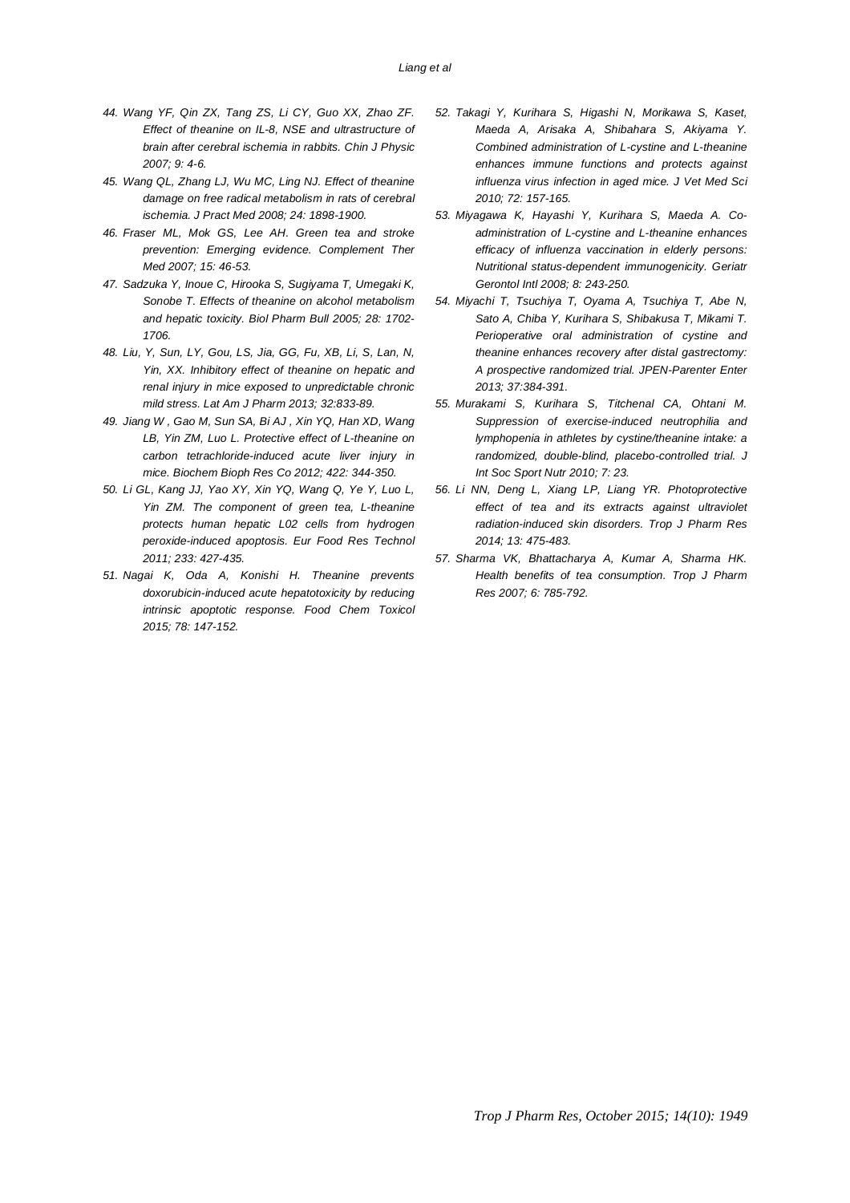44. Wang YF, Qin ZX, Tang ZS, Li CY, Guo XX, Zhao ZF. Effect of theanine on IL-8, NSE and ultrastructure of brain after cerebral ischemia in rabbits. Chin J Physic 2007; 9: 4-6.
45. Wang QL, Zhang LJ, Wu MC, Ling NJ. Effect of theanine damage on free radical metabolism in rats of cerebral ischemia. J Pract Med 2008; 24: 1898-1900.
46. Fraser ML, Mok GS, Lee AH. Green tea and stroke prevention: Emerging evidence. Complement Ther Med 2007; 15: 46-53.
47. Sadzuka Y, Inoue C, Hirooka S, Sugiyama T, Umegaki K, Sonobe T. Effects of theanine on alcohol metabolism and hepatic toxicity. Biol Pharm Bull 2005; 28: 1702-1706.
48. Liu, Y, Sun, LY, Gou, LS, Jia, GG, Fu, XB, Li, S, Lan, N, Yin, XX. Inhibitory effect of theanine on hepatic and renal injury in mice exposed to unpredictable chronic mild stress. Lat Am J Pharm 2013; 32:833-89.
49. Jiang W , Gao M, Sun SA, Bi AJ , Xin YQ, Han XD, Wang LB, Yin ZM, Luo L. Protective effect of L-theanine on carbon tetrachloride-induced acute liver injury in mice. Biochem Bioph Res Co 2012; 422: 344-350.
50. Li GL, Kang JJ, Yao XY, Xin YQ, Wang Q, Ye Y, Luo L, Yin ZM. The component of green tea, L-theanine protects human hepatic L02 cells from hydrogen peroxide-induced apoptosis. Eur Food Res Technol 2011; 233: 427-435.
51. Nagai K, Oda A, Konishi H. Theanine prevents doxorubicin-induced acute hepatotoxicity by reducing intrinsic apoptotic response. Food Chem Toxicol 2015; 78: 147-152.
52. Takagi Y, Kurihara S, Higashi N, Morikawa S, Kaset, Maeda A, Arisaka A, Shibahara S, Akiyama Y. Combined administration of L-cystine and L-theanine enhances immune functions and protects against influenza virus infection in aged mice. J Vet Med Sci 2010; 72: 157-165.
53. Miyagawa K, Hayashi Y, Kurihara S, Maeda A. Co-administration of L-cystine and L-theanine enhances efficacy of influenza vaccination in elderly persons: Nutritional status-dependent immunogenicity. Geriatr Gerontol Intl 2008; 8: 243-250.
54. Miyachi T, Tsuchiya T, Oyama A, Tsuchiya T, Abe N, Sato A, Chiba Y, Kurihara S, Shibakusa T, Mikami T. Perioperative oral administration of cystine and theanine enhances recovery after distal gastrectomy: A prospective randomized trial. JPEN-Parenter Enter 2013; 37:384-391.
55. Murakami S, Kurihara S, Titchenal CA, Ohtani M. Suppression of exercise-induced neutrophilia and lymphopenia in athletes by cystine/theanine intake: a randomized, double-blind, placebo-controlled trial. J Int Soc Sport Nutr 2010; 7: 23.
56. Li NN, Deng L, Xiang LP, Liang YR. Photoprotective effect of tea and its extracts against ultraviolet radiation-induced skin disorders. Trop J Pharm Res 2014; 13: 475-483.
57. Sharma VK, Bhattacharya A, Kumar A, Sharma HK. Health benefits of tea consumption. Trop J Pharm Res 2007; 6: 785-792.